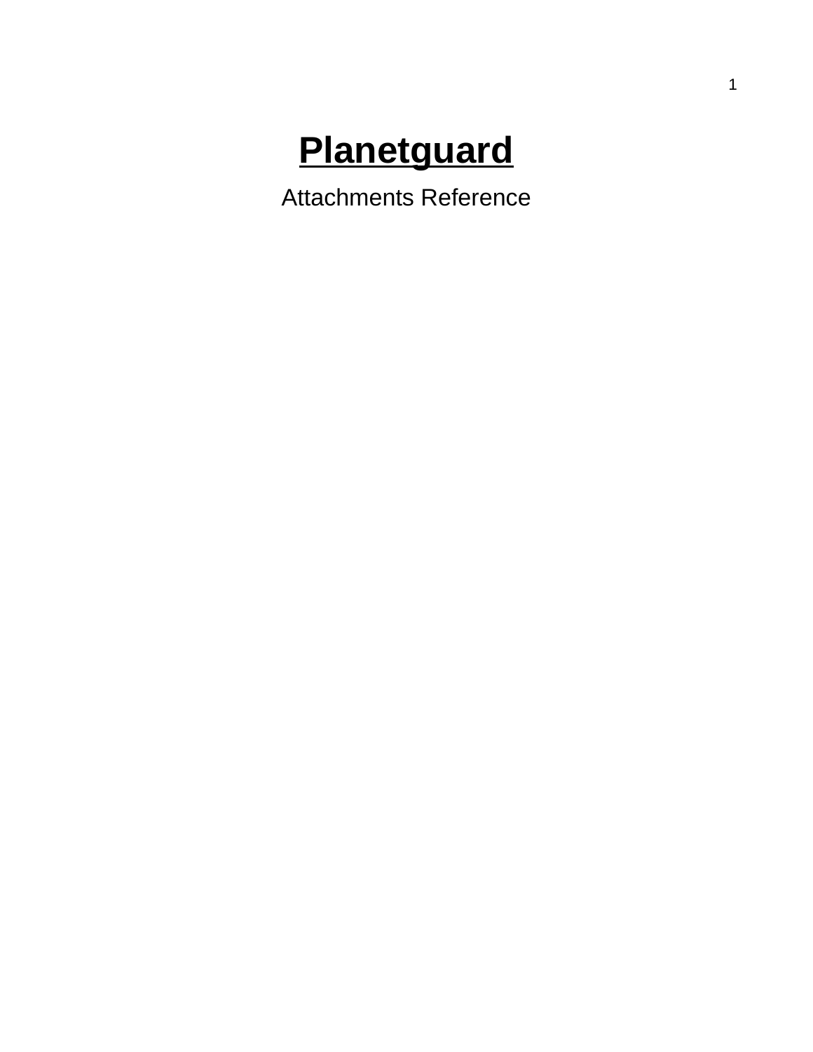# **Planetguard**

Attachments Reference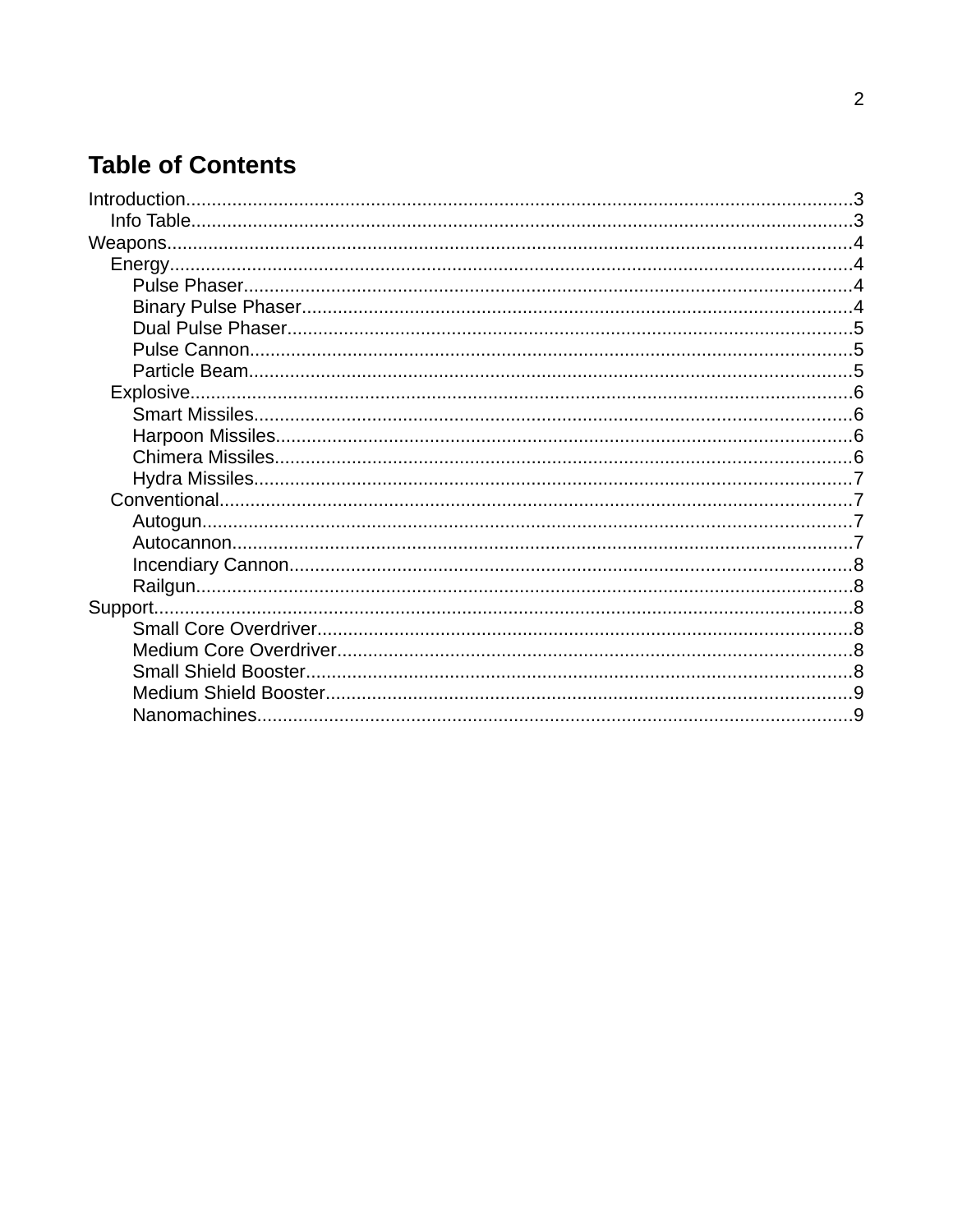# Table of Contents

- Introduction........................................................................................................................3
  - Info Table........................................................................................................................3
- Weapons............................................................................................................................4
  - Energy............................................................................................................................4
    - Pulse Phaser..............................................................................................................4
    - Binary Pulse Phaser...................................................................................................4
    - Dual Pulse Phaser......................................................................................................5
    - Pulse Cannon.............................................................................................................5
    - Particle Beam.............................................................................................................5
  - Explosive........................................................................................................................6
    - Smart Missiles............................................................................................................6
    - Harpoon Missiles........................................................................................................6
    - Chimera Missiles........................................................................................................6
    - Hydra Missiles............................................................................................................7
  - Conventional..................................................................................................................7
    - Autogun......................................................................................................................7
    - Autocannon................................................................................................................7
    - Incendiary Cannon.....................................................................................................8
    - Railgun.......................................................................................................................8
- Support..............................................................................................................................8
    - Small Core Overdriver................................................................................................8
    - Medium Core Overdriver............................................................................................8
    - Small Shield Booster..................................................................................................8
    - Medium Shield Booster...............................................................................................9
    - Nanomachines............................................................................................................9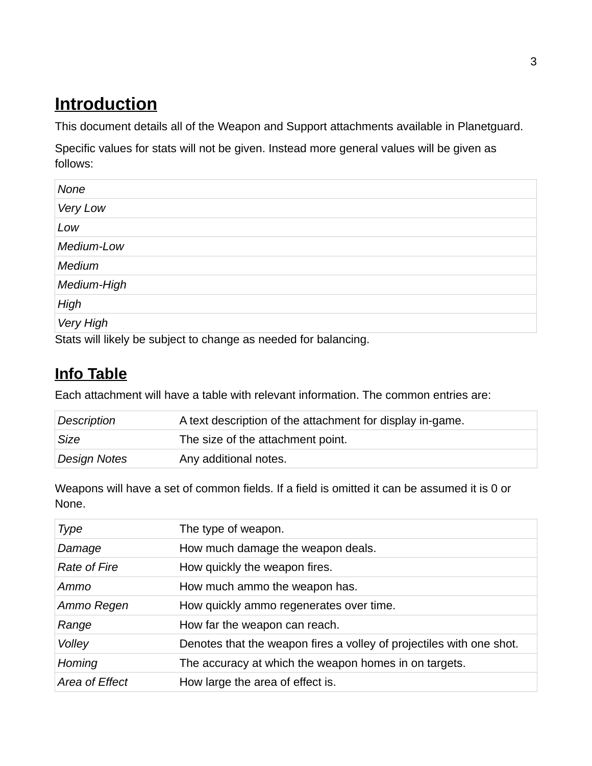# Introduction

This document details all of the Weapon and Support attachments available in Planetguard.

Specific values for stats will not be given. Instead more general values will be given as follows:

| *None* |
|---|
| *Very Low* |
| *Low* |
| *Medium-Low* |
| *Medium* |
| *Medium-High* |
| *High* |
| *Very High* |

Stats will likely be subject to change as needed for balancing.

# Info Table

Each attachment will have a table with relevant information. The common entries are:

| *Description* | A text description of the attachment for display in-game. |
|---|---|
| *Size* | The size of the attachment point. |
| *Design Notes* | Any additional notes. |

Weapons will have a set of common fields. If a field is omitted it can be assumed it is 0 or None.

| *Type* | The type of weapon. |
|---|---|
| *Damage* | How much damage the weapon deals. |
| *Rate of Fire* | How quickly the weapon fires. |
| *Ammo* | How much ammo the weapon has. |
| *Ammo Regen* | How quickly ammo regenerates over time. |
| *Range* | How far the weapon can reach. |
| *Volley* | Denotes that the weapon fires a volley of projectiles with one shot. |
| *Homing* | The accuracy at which the weapon homes in on targets. |
| *Area of Effect* | How large the area of effect is. |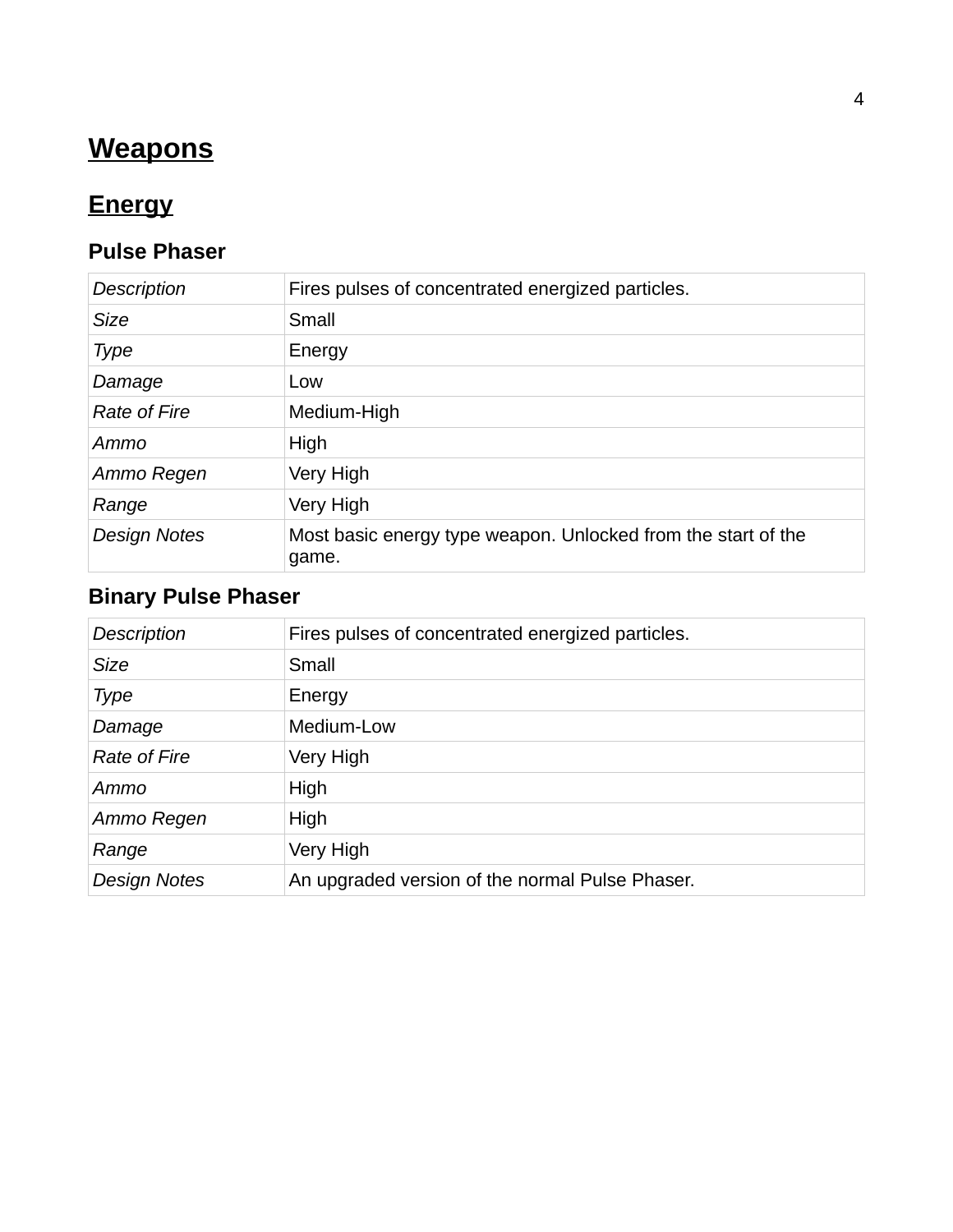# Weapons

## Energy

### Pulse Phaser

| | |
|---|---|
| *Description* | Fires pulses of concentrated energized particles. |
| *Size* | Small |
| *Type* | Energy |
| *Damage* | Low |
| *Rate of Fire* | Medium-High |
| *Ammo* | High |
| *Ammo Regen* | Very High |
| *Range* | Very High |
| *Design Notes* | Most basic energy type weapon. Unlocked from the start of the game. |

### Binary Pulse Phaser

| | |
|---|---|
| *Description* | Fires pulses of concentrated energized particles. |
| *Size* | Small |
| *Type* | Energy |
| *Damage* | Medium-Low |
| *Rate of Fire* | Very High |
| *Ammo* | High |
| *Ammo Regen* | High |
| *Range* | Very High |
| *Design Notes* | An upgraded version of the normal Pulse Phaser. |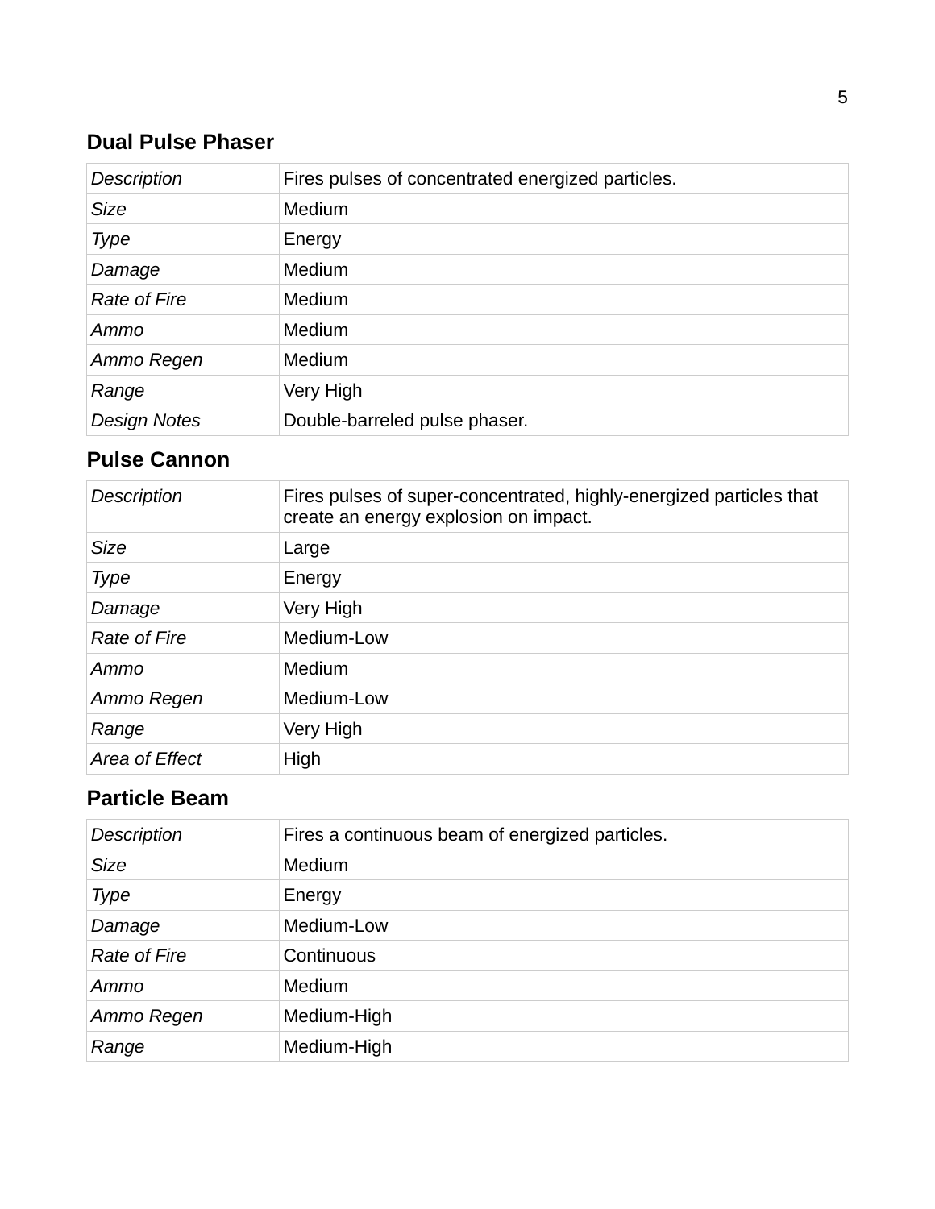## Dual Pulse Phaser

| | |
|---|---|
| *Description* | Fires pulses of concentrated energized particles. |
| *Size* | Medium |
| *Type* | Energy |
| *Damage* | Medium |
| *Rate of Fire* | Medium |
| *Ammo* | Medium |
| *Ammo Regen* | Medium |
| *Range* | Very High |
| *Design Notes* | Double-barreled pulse phaser. |

## Pulse Cannon

| | |
|---|---|
| *Description* | Fires pulses of super-concentrated, highly-energized particles that create an energy explosion on impact. |
| *Size* | Large |
| *Type* | Energy |
| *Damage* | Very High |
| *Rate of Fire* | Medium-Low |
| *Ammo* | Medium |
| *Ammo Regen* | Medium-Low |
| *Range* | Very High |
| *Area of Effect* | High |

## Particle Beam

| | |
|---|---|
| *Description* | Fires a continuous beam of energized particles. |
| *Size* | Medium |
| *Type* | Energy |
| *Damage* | Medium-Low |
| *Rate of Fire* | Continuous |
| *Ammo* | Medium |
| *Ammo Regen* | Medium-High |
| *Range* | Medium-High |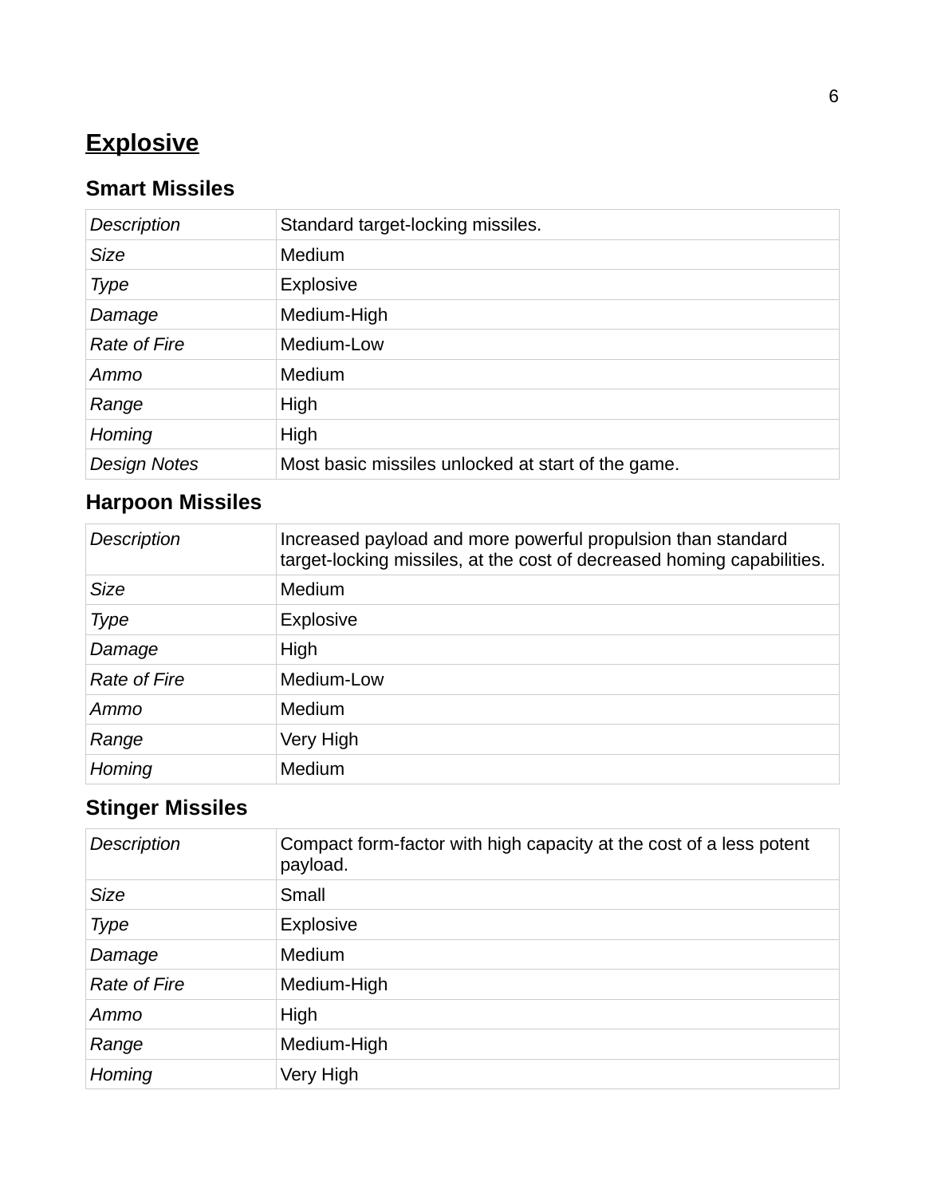# Explosive

## Smart Missiles

| | |
|---|---|
| *Description* | Standard target-locking missiles. |
| *Size* | Medium |
| *Type* | Explosive |
| *Damage* | Medium-High |
| *Rate of Fire* | Medium-Low |
| *Ammo* | Medium |
| *Range* | High |
| *Homing* | High |
| *Design Notes* | Most basic missiles unlocked at start of the game. |

## Harpoon Missiles

| | |
|---|---|
| *Description* | Increased payload and more powerful propulsion than standard target-locking missiles, at the cost of decreased homing capabilities. |
| *Size* | Medium |
| *Type* | Explosive |
| *Damage* | High |
| *Rate of Fire* | Medium-Low |
| *Ammo* | Medium |
| *Range* | Very High |
| *Homing* | Medium |

## Stinger Missiles

| | |
|---|---|
| *Description* | Compact form-factor with high capacity at the cost of a less potent payload. |
| *Size* | Small |
| *Type* | Explosive |
| *Damage* | Medium |
| *Rate of Fire* | Medium-High |
| *Ammo* | High |
| *Range* | Medium-High |
| *Homing* | Very High |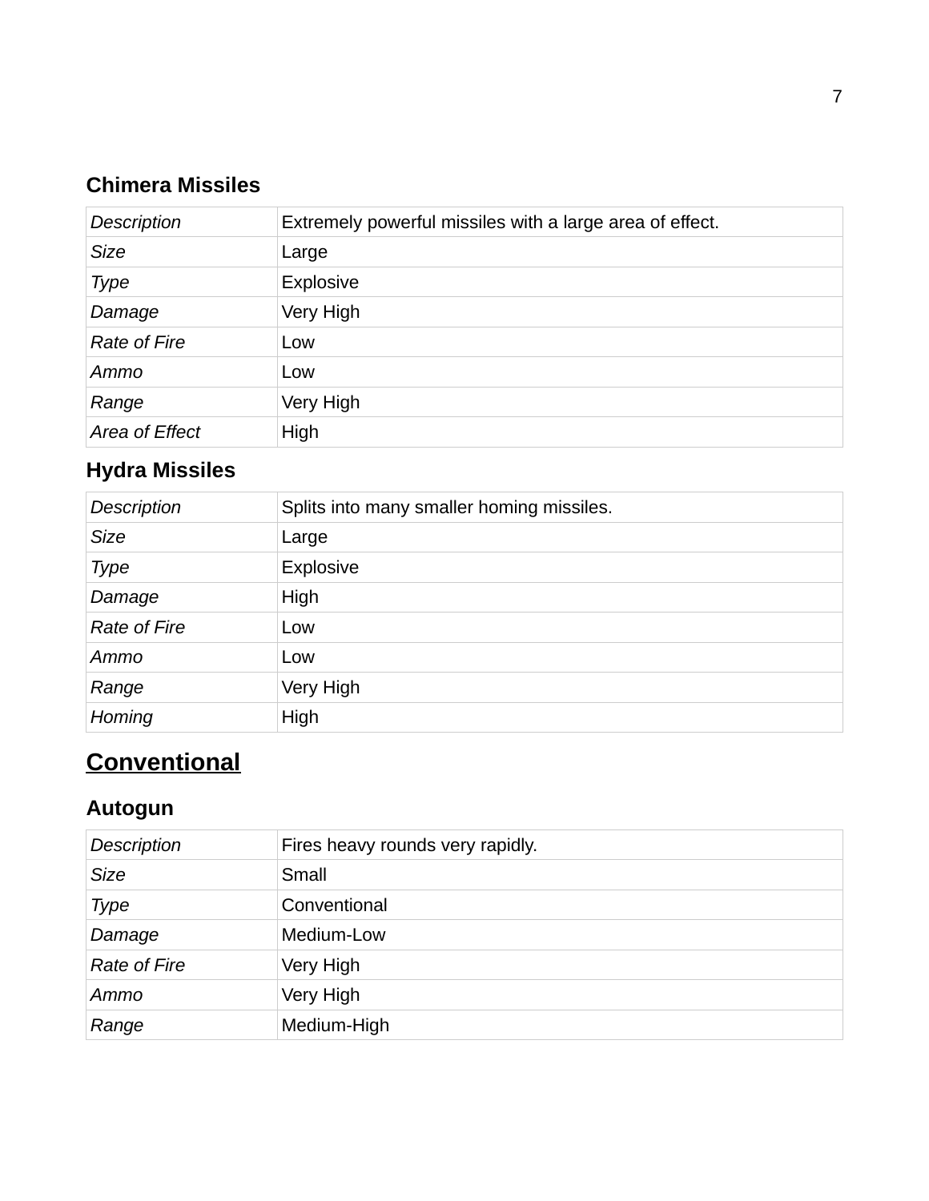### Chimera Missiles

| | |
|---|---|
| *Description* | Extremely powerful missiles with a large area of effect. |
| *Size* | Large |
| *Type* | Explosive |
| *Damage* | Very High |
| *Rate of Fire* | Low |
| *Ammo* | Low |
| *Range* | Very High |
| *Area of Effect* | High |

### Hydra Missiles

| | |
|---|---|
| *Description* | Splits into many smaller homing missiles. |
| *Size* | Large |
| *Type* | Explosive |
| *Damage* | High |
| *Rate of Fire* | Low |
| *Ammo* | Low |
| *Range* | Very High |
| *Homing* | High |

## Conventional

### Autogun

| | |
|---|---|
| *Description* | Fires heavy rounds very rapidly. |
| *Size* | Small |
| *Type* | Conventional |
| *Damage* | Medium-Low |
| *Rate of Fire* | Very High |
| *Ammo* | Very High |
| *Range* | Medium-High |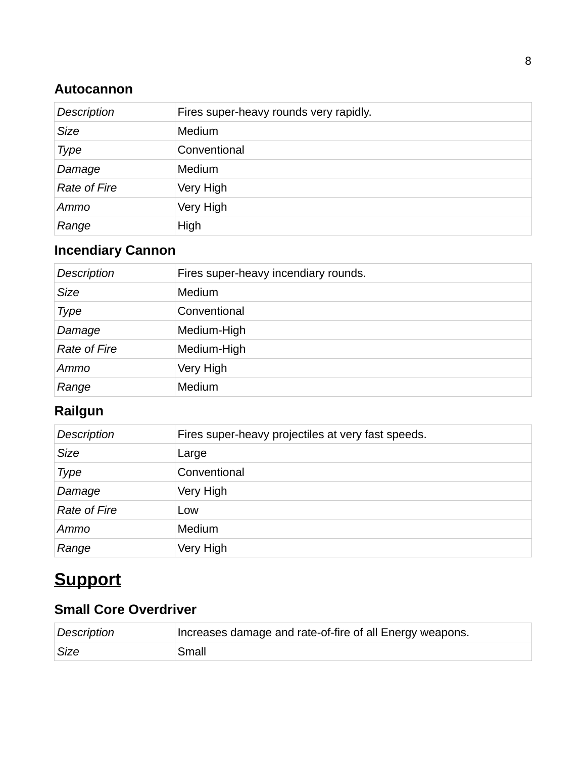### Autocannon

| | |
|---|---|
| *Description* | Fires super-heavy rounds very rapidly. |
| *Size* | Medium |
| *Type* | Conventional |
| *Damage* | Medium |
| *Rate of Fire* | Very High |
| *Ammo* | Very High |
| *Range* | High |

### Incendiary Cannon

| | |
|---|---|
| *Description* | Fires super-heavy incendiary rounds. |
| *Size* | Medium |
| *Type* | Conventional |
| *Damage* | Medium-High |
| *Rate of Fire* | Medium-High |
| *Ammo* | Very High |
| *Range* | Medium |

### Railgun

| | |
|---|---|
| *Description* | Fires super-heavy projectiles at very fast speeds. |
| *Size* | Large |
| *Type* | Conventional |
| *Damage* | Very High |
| *Rate of Fire* | Low |
| *Ammo* | Medium |
| *Range* | Very High |

## Support

### Small Core Overdriver

| | |
|---|---|
| *Description* | Increases damage and rate-of-fire of all Energy weapons. |
| *Size* | Small |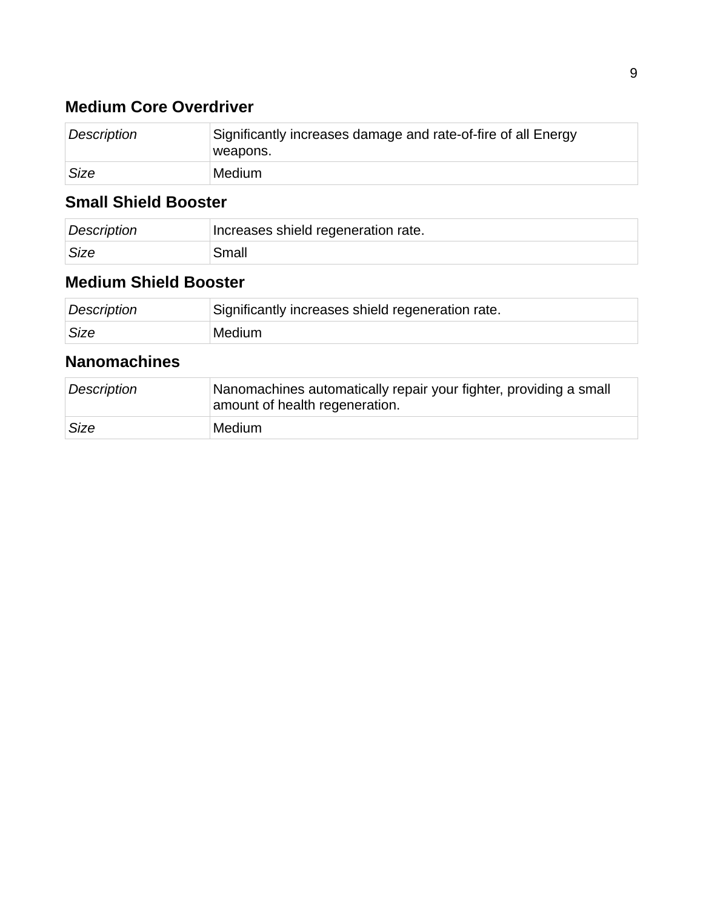### Medium Core Overdriver

| | |
|---|---|
| *Description* | Significantly increases damage and rate-of-fire of all Energy weapons. |
| *Size* | Medium |

### Small Shield Booster

| | |
|---|---|
| *Description* | Increases shield regeneration rate. |
| *Size* | Small |

### Medium Shield Booster

| | |
|---|---|
| *Description* | Significantly increases shield regeneration rate. |
| *Size* | Medium |

### Nanomachines

| | |
|---|---|
| *Description* | Nanomachines automatically repair your fighter, providing a small amount of health regeneration. |
| *Size* | Medium |